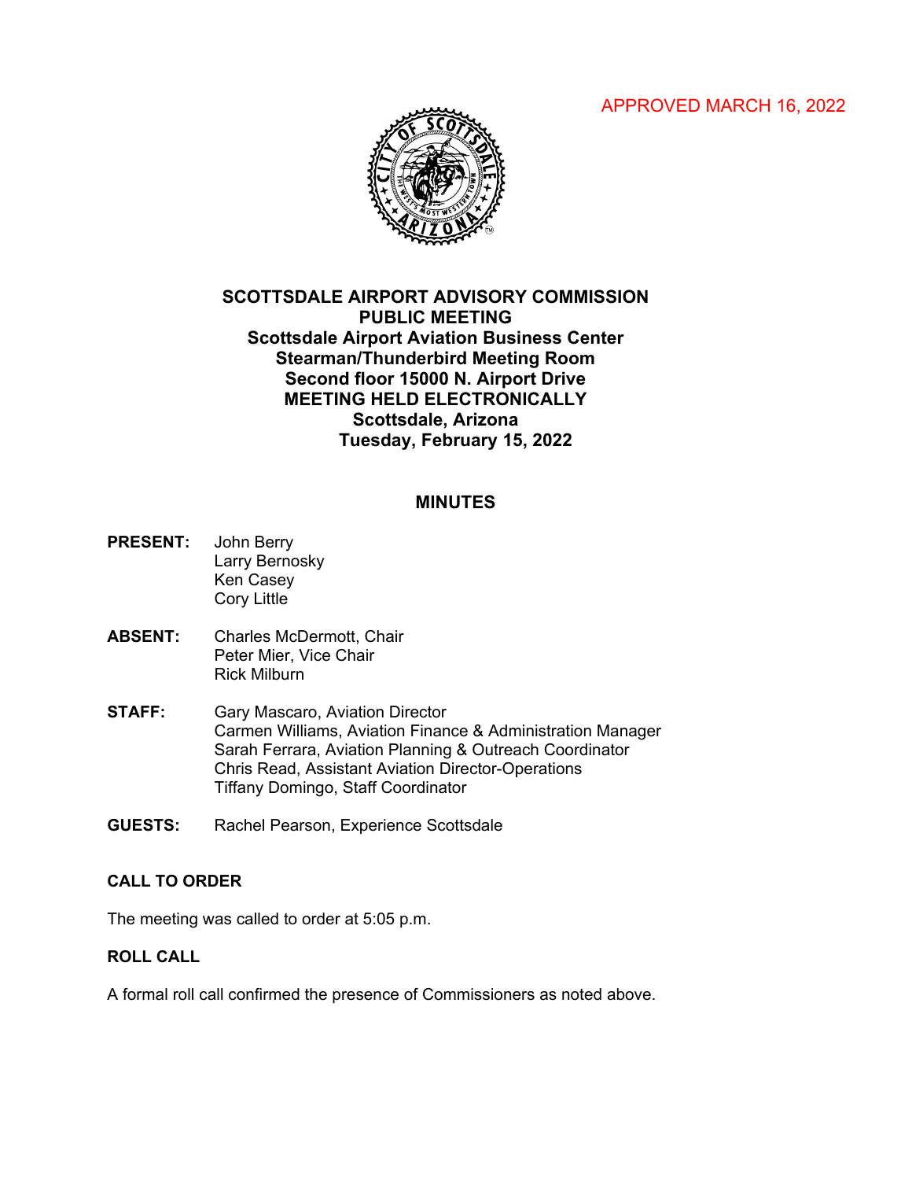APPROVED MARCH 16, 2022

# SCOTTSDALE AIRPORT ADVISORY COMMISSION
## PUBLIC MEETING
**Scottsdale Airport Aviation Business Center**
**Stearman/Thunderbird Meeting Room**
**Second floor 15000 N. Airport Drive**
**MEETING HELD ELECTRONICALLY**
**Scottsdale, Arizona**
**Tuesday, February 15, 2022**

## MINUTES

**PRESENT:** John Berry
Larry Bernosky
Ken Casey
Cory Little

**ABSENT:** Charles McDermott, Chair
Peter Mier, Vice Chair
Rick Milburn

**STAFF:** Gary Mascaro, Aviation Director
Carmen Williams, Aviation Finance & Administration Manager
Sarah Ferrara, Aviation Planning & Outreach Coordinator
Chris Read, Assistant Aviation Director-Operations
Tiffany Domingo, Staff Coordinator

**GUESTS:** Rachel Pearson, Experience Scottsdale

### CALL TO ORDER

The meeting was called to order at 5:05 p.m.

### ROLL CALL

A formal roll call confirmed the presence of Commissioners as noted above.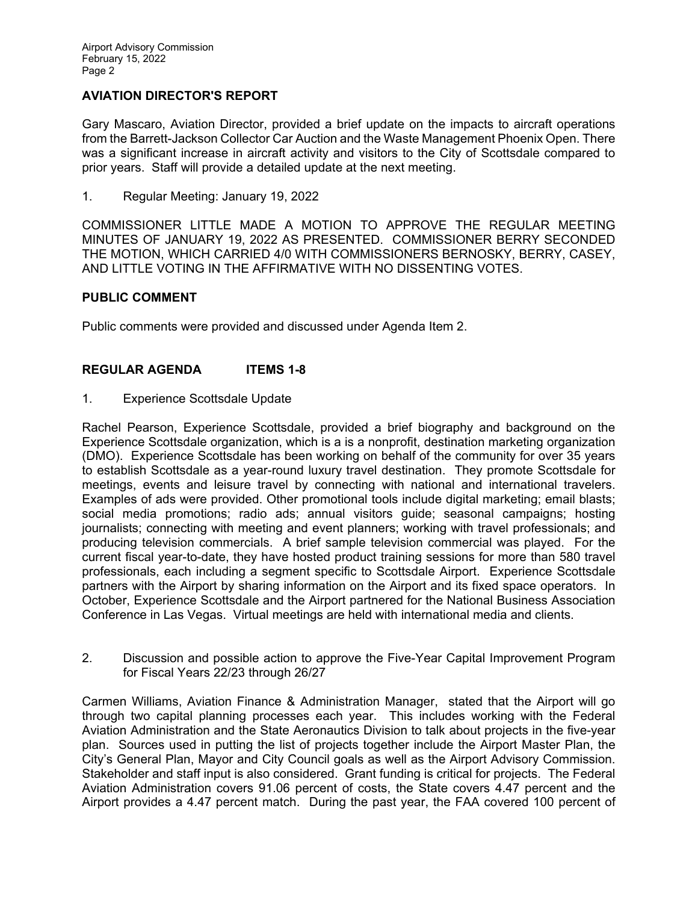## AVIATION DIRECTOR'S REPORT

Gary Mascaro, Aviation Director, provided a brief update on the impacts to aircraft operations from the Barrett-Jackson Collector Car Auction and the Waste Management Phoenix Open. There was a significant increase in aircraft activity and visitors to the City of Scottsdale compared to prior years. Staff will provide a detailed update at the next meeting.

1. Regular Meeting: January 19, 2022

COMMISSIONER LITTLE MADE A MOTION TO APPROVE THE REGULAR MEETING MINUTES OF JANUARY 19, 2022 AS PRESENTED. COMMISSIONER BERRY SECONDED THE MOTION, WHICH CARRIED 4/0 WITH COMMISSIONERS BERNOSKY, BERRY, CASEY, AND LITTLE VOTING IN THE AFFIRMATIVE WITH NO DISSENTING VOTES.

## PUBLIC COMMENT

Public comments were provided and discussed under Agenda Item 2.

## REGULAR AGENDA ITEMS 1-8

1. Experience Scottsdale Update

Rachel Pearson, Experience Scottsdale, provided a brief biography and background on the Experience Scottsdale organization, which is a is a nonprofit, destination marketing organization (DMO). Experience Scottsdale has been working on behalf of the community for over 35 years to establish Scottsdale as a year-round luxury travel destination. They promote Scottsdale for meetings, events and leisure travel by connecting with national and international travelers. Examples of ads were provided. Other promotional tools include digital marketing; email blasts; social media promotions; radio ads; annual visitors guide; seasonal campaigns; hosting journalists; connecting with meeting and event planners; working with travel professionals; and producing television commercials. A brief sample television commercial was played. For the current fiscal year-to-date, they have hosted product training sessions for more than 580 travel professionals, each including a segment specific to Scottsdale Airport. Experience Scottsdale partners with the Airport by sharing information on the Airport and its fixed space operators. In October, Experience Scottsdale and the Airport partnered for the National Business Association Conference in Las Vegas. Virtual meetings are held with international media and clients.

2. Discussion and possible action to approve the Five-Year Capital Improvement Program for Fiscal Years 22/23 through 26/27

Carmen Williams, Aviation Finance & Administration Manager, stated that the Airport will go through two capital planning processes each year. This includes working with the Federal Aviation Administration and the State Aeronautics Division to talk about projects in the five-year plan. Sources used in putting the list of projects together include the Airport Master Plan, the City's General Plan, Mayor and City Council goals as well as the Airport Advisory Commission. Stakeholder and staff input is also considered. Grant funding is critical for projects. The Federal Aviation Administration covers 91.06 percent of costs, the State covers 4.47 percent and the Airport provides a 4.47 percent match. During the past year, the FAA covered 100 percent of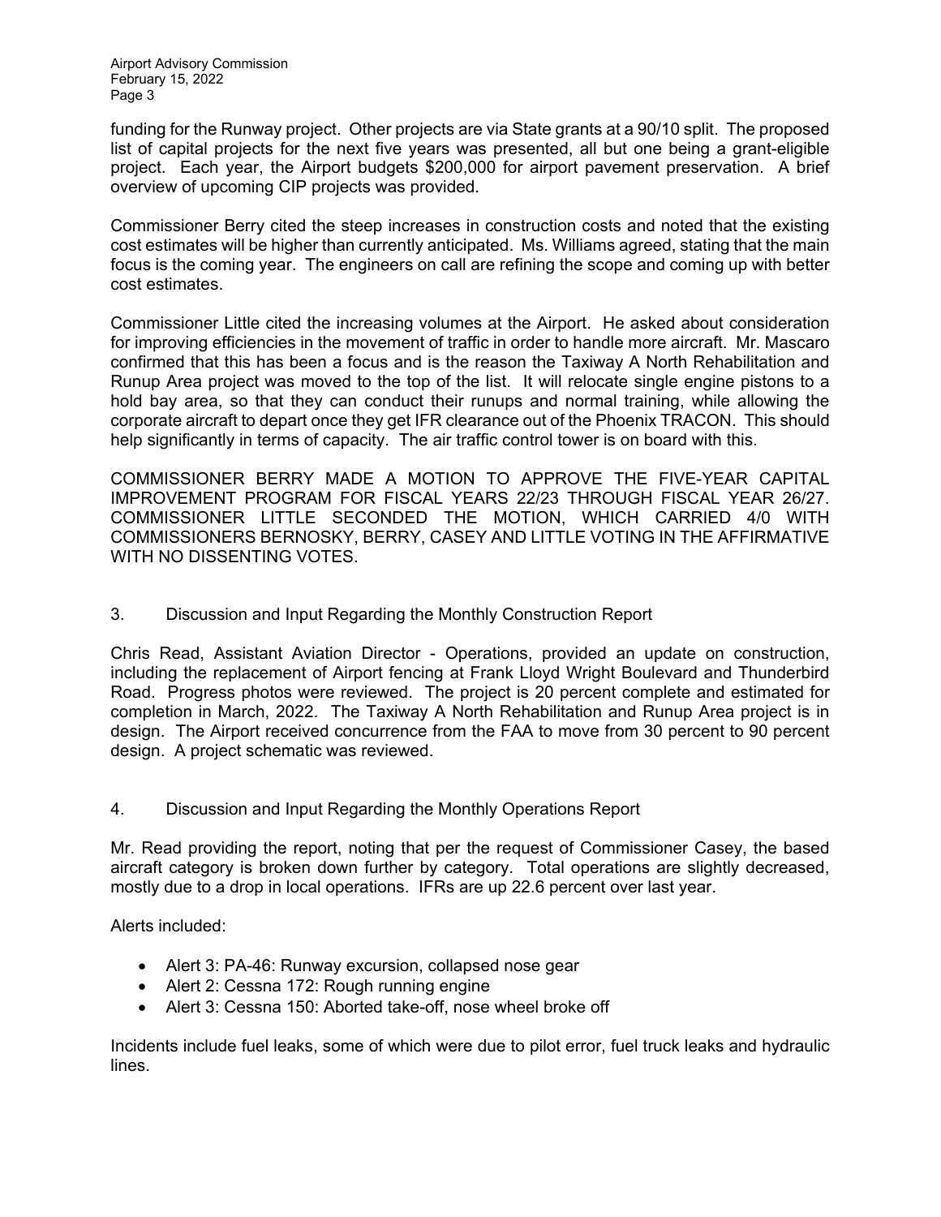funding for the Runway project. Other projects are via State grants at a 90/10 split. The proposed list of capital projects for the next five years was presented, all but one being a grant-eligible project. Each year, the Airport budgets $200,000 for airport pavement preservation. A brief overview of upcoming CIP projects was provided.

Commissioner Berry cited the steep increases in construction costs and noted that the existing cost estimates will be higher than currently anticipated. Ms. Williams agreed, stating that the main focus is the coming year. The engineers on call are refining the scope and coming up with better cost estimates.

Commissioner Little cited the increasing volumes at the Airport. He asked about consideration for improving efficiencies in the movement of traffic in order to handle more aircraft. Mr. Mascaro confirmed that this has been a focus and is the reason the Taxiway A North Rehabilitation and Runup Area project was moved to the top of the list. It will relocate single engine pistons to a hold bay area, so that they can conduct their runups and normal training, while allowing the corporate aircraft to depart once they get IFR clearance out of the Phoenix TRACON. This should help significantly in terms of capacity. The air traffic control tower is on board with this.

COMMISSIONER BERRY MADE A MOTION TO APPROVE THE FIVE-YEAR CAPITAL IMPROVEMENT PROGRAM FOR FISCAL YEARS 22/23 THROUGH FISCAL YEAR 26/27. COMMISSIONER LITTLE SECONDED THE MOTION, WHICH CARRIED 4/0 WITH COMMISSIONERS BERNOSKY, BERRY, CASEY AND LITTLE VOTING IN THE AFFIRMATIVE WITH NO DISSENTING VOTES.

3. Discussion and Input Regarding the Monthly Construction Report

Chris Read, Assistant Aviation Director - Operations, provided an update on construction, including the replacement of Airport fencing at Frank Lloyd Wright Boulevard and Thunderbird Road. Progress photos were reviewed. The project is 20 percent complete and estimated for completion in March, 2022. The Taxiway A North Rehabilitation and Runup Area project is in design. The Airport received concurrence from the FAA to move from 30 percent to 90 percent design. A project schematic was reviewed.

4. Discussion and Input Regarding the Monthly Operations Report

Mr. Read providing the report, noting that per the request of Commissioner Casey, the based aircraft category is broken down further by category. Total operations are slightly decreased, mostly due to a drop in local operations. IFRs are up 22.6 percent over last year.

Alerts included:

- Alert 3: PA-46: Runway excursion, collapsed nose gear
- Alert 2: Cessna 172: Rough running engine
- Alert 3: Cessna 150: Aborted take-off, nose wheel broke off

Incidents include fuel leaks, some of which were due to pilot error, fuel truck leaks and hydraulic lines.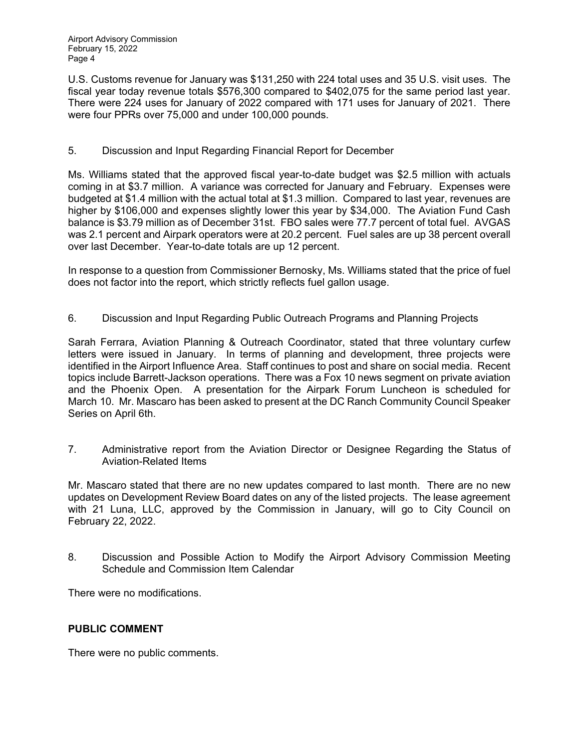U.S. Customs revenue for January was $131,250 with 224 total uses and 35 U.S. visit uses. The fiscal year today revenue totals $576,300 compared to $402,075 for the same period last year. There were 224 uses for January of 2022 compared with 171 uses for January of 2021. There were four PPRs over 75,000 and under 100,000 pounds.

5. Discussion and Input Regarding Financial Report for December

Ms. Williams stated that the approved fiscal year-to-date budget was $2.5 million with actuals coming in at $3.7 million. A variance was corrected for January and February. Expenses were budgeted at $1.4 million with the actual total at $1.3 million. Compared to last year, revenues are higher by $106,000 and expenses slightly lower this year by $34,000. The Aviation Fund Cash balance is $3.79 million as of December 31st. FBO sales were 77.7 percent of total fuel. AVGAS was 2.1 percent and Airpark operators were at 20.2 percent. Fuel sales are up 38 percent overall over last December. Year-to-date totals are up 12 percent.

In response to a question from Commissioner Bernosky, Ms. Williams stated that the price of fuel does not factor into the report, which strictly reflects fuel gallon usage.

6. Discussion and Input Regarding Public Outreach Programs and Planning Projects

Sarah Ferrara, Aviation Planning & Outreach Coordinator, stated that three voluntary curfew letters were issued in January. In terms of planning and development, three projects were identified in the Airport Influence Area. Staff continues to post and share on social media. Recent topics include Barrett-Jackson operations. There was a Fox 10 news segment on private aviation and the Phoenix Open. A presentation for the Airpark Forum Luncheon is scheduled for March 10. Mr. Mascaro has been asked to present at the DC Ranch Community Council Speaker Series on April 6th.

7. Administrative report from the Aviation Director or Designee Regarding the Status of Aviation-Related Items

Mr. Mascaro stated that there are no new updates compared to last month. There are no new updates on Development Review Board dates on any of the listed projects. The lease agreement with 21 Luna, LLC, approved by the Commission in January, will go to City Council on February 22, 2022.

8. Discussion and Possible Action to Modify the Airport Advisory Commission Meeting Schedule and Commission Item Calendar

There were no modifications.

**PUBLIC COMMENT**

There were no public comments.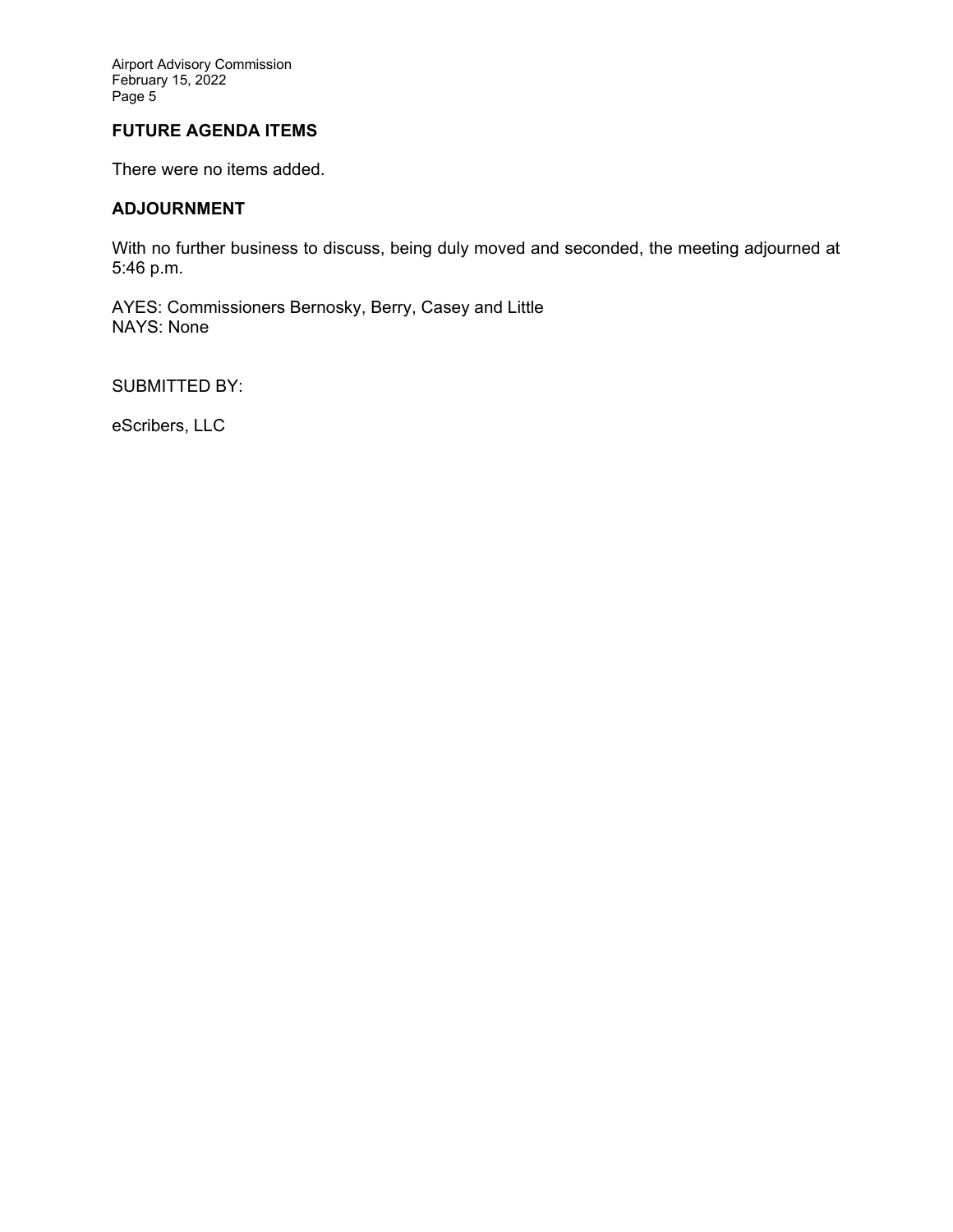## FUTURE AGENDA ITEMS

There were no items added.

## ADJOURNMENT

With no further business to discuss, being duly moved and seconded, the meeting adjourned at 5:46 p.m.

AYES: Commissioners Bernosky, Berry, Casey and Little
NAYS: None

SUBMITTED BY:

eScribers, LLC